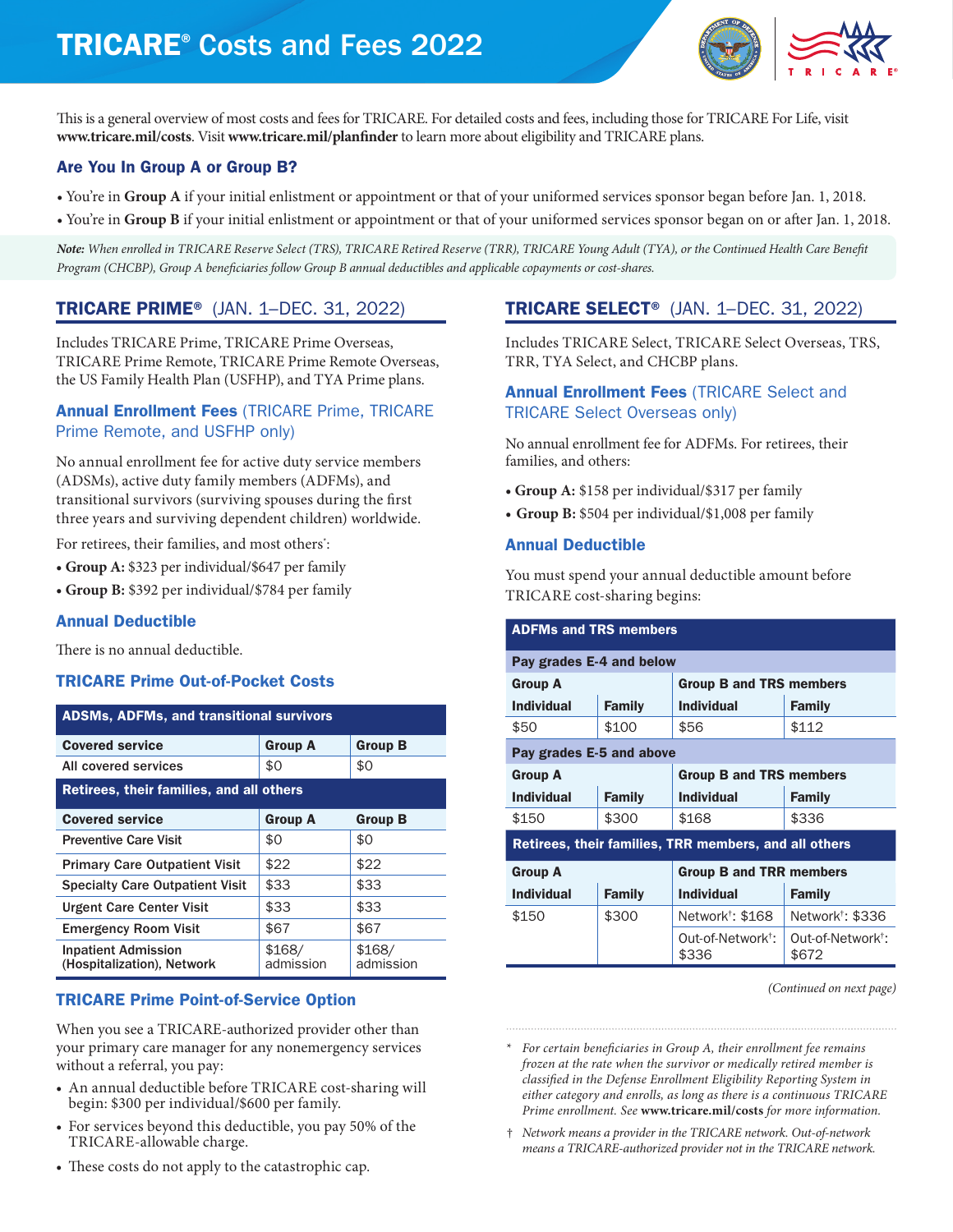# TRICARE® Costs and Fees 2022

This is a general overview of most costs and fees for TRICARE. For detailed costs and fees, including those for TRICARE For Life, visit **www.tricare.mil/costs**. Visit **www.tricare.mil/planfinder** to learn more about eligibility and TRICARE plans.

## Are You In Group A or Group B?

- You're in **Group A** if your initial enlistment or appointment or that of your uniformed services sponsor began before Jan. 1, 2018.
- You're in **Group B** if your initial enlistment or appointment or that of your uniformed services sponsor began on or after Jan. 1, 2018.

***Note:*** *When enrolled in TRICARE Reserve Select (TRS), TRICARE Retired Reserve (TRR), TRICARE Young Adult (TYA), or the Continued Health Care Benefit Program (CHCBP), Group A beneficiaries follow Group B annual deductibles and applicable copayments or cost-shares.*

## TRICARE PRIME® (JAN. 1–DEC. 31, 2022)

Includes TRICARE Prime, TRICARE Prime Overseas, TRICARE Prime Remote, TRICARE Prime Remote Overseas, the US Family Health Plan (USFHP), and TYA Prime plans.

### Annual Enrollment Fees (TRICARE Prime, TRICARE Prime Remote, and USFHP only)

No annual enrollment fee for active duty service members (ADSMs), active duty family members (ADFMs), and transitional survivors (surviving spouses during the first three years and surviving dependent children) worldwide.

For retirees, their families, and most others*:

- **Group A:** $323 per individual/$647 per family
- **Group B:** $392 per individual/$784 per family

### Annual Deductible

There is no annual deductible.

### TRICARE Prime Out-of-Pocket Costs

| **ADSMs, ADFMs, and transitional survivors** | | |
|---|---|---|
| **Covered service** | **Group A** | **Group B** |
| All covered services | $0 | $0 |
| **Retirees, their families, and all others** | | |
| **Covered service** | **Group A** | **Group B** |
| Preventive Care Visit | $0 | $0 |
| Primary Care Outpatient Visit | $22 | $22 |
| Specialty Care Outpatient Visit | $33 | $33 |
| Urgent Care Center Visit | $33 | $33 |
| Emergency Room Visit | $67 | $67 |
| Inpatient Admission (Hospitalization), Network | $168/ admission | $168/ admission |

### TRICARE Prime Point-of-Service Option

When you see a TRICARE-authorized provider other than your primary care manager for any nonemergency services without a referral, you pay:

- An annual deductible before TRICARE cost-sharing will begin: $300 per individual/$600 per family.
- For services beyond this deductible, you pay 50% of the TRICARE-allowable charge.
- These costs do not apply to the catastrophic cap.

## TRICARE SELECT® (JAN. 1–DEC. 31, 2022)

Includes TRICARE Select, TRICARE Select Overseas, TRS, TRR, TYA Select, and CHCBP plans.

### Annual Enrollment Fees (TRICARE Select and TRICARE Select Overseas only)

No annual enrollment fee for ADFMs. For retirees, their families, and others:

- **Group A:** $158 per individual/$317 per family
- **Group B:** $504 per individual/$1,008 per family

### Annual Deductible

You must spend your annual deductible amount before TRICARE cost-sharing begins:

| **ADFMs and TRS members** | | | |
|---|---|---|---|
| **Pay grades E-4 and below** | | | |
| **Group A** | | **Group B and TRS members** | |
| **Individual** | **Family** | **Individual** | **Family** |
| $50 | $100 | $56 | $112 |
| **Pay grades E-5 and above** | | | |
| **Group A** | | **Group B and TRS members** | |
| **Individual** | **Family** | **Individual** | **Family** |
| $150 | $300 | $168 | $336 |
| **Retirees, their families, TRR members, and all others** | | | |
| **Group A** | | **Group B and TRR members** | |
| **Individual** | **Family** | **Individual** | **Family** |
| $150 | $300 | Network†: $168 | Network†: $336 |
| | | Out-of-Network†: $336 | Out-of-Network†: $672 |

*(Continued on next page)*

\* *For certain beneficiaries in Group A, their enrollment fee remains frozen at the rate when the survivor or medically retired member is classified in the Defense Enrollment Eligibility Reporting System in either category and enrolls, as long as there is a continuous TRICARE Prime enrollment. See* ***www.tricare.mil/costs*** *for more information.*

† *Network means a provider in the TRICARE network. Out-of-network means a TRICARE-authorized provider not in the TRICARE network.*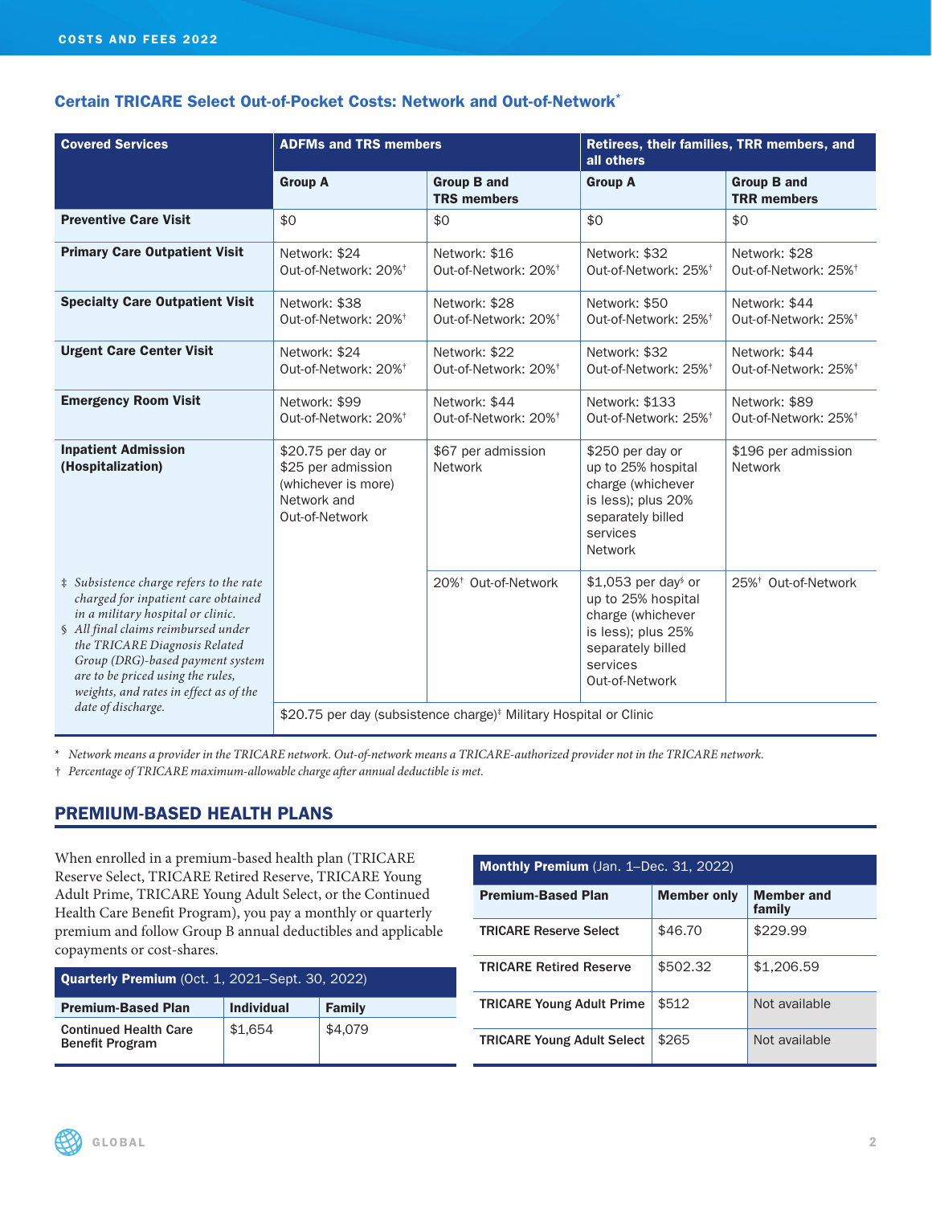## Certain TRICARE Select Out-of-Pocket Costs: Network and Out-of-Network*

| Covered Services | ADFMs and TRS members | | Retirees, their families, TRR members, and all others | |
|---|---|---|---|---|
| | Group A | Group B and TRS members | Group A | Group B and TRR members |
| **Preventive Care Visit** | $0 | $0 | $0 | $0 |
| **Primary Care Outpatient Visit** | Network: $24<br>Out-of-Network: 20%† | Network: $16<br>Out-of-Network: 20%† | Network: $32<br>Out-of-Network: 25%† | Network: $28<br>Out-of-Network: 25%† |
| **Specialty Care Outpatient Visit** | Network: $38<br>Out-of-Network: 20%† | Network: $28<br>Out-of-Network: 20%† | Network: $50<br>Out-of-Network: 25%† | Network: $44<br>Out-of-Network: 25%† |
| **Urgent Care Center Visit** | Network: $24<br>Out-of-Network: 20%† | Network: $22<br>Out-of-Network: 20%† | Network: $32<br>Out-of-Network: 25%† | Network: $44<br>Out-of-Network: 25%† |
| **Emergency Room Visit** | Network: $99<br>Out-of-Network: 20%† | Network: $44<br>Out-of-Network: 20%† | Network: $133<br>Out-of-Network: 25%† | Network: $89<br>Out-of-Network: 25%† |
| **Inpatient Admission (Hospitalization)** | $20.75 per day or $25 per admission (whichever is more) Network and Out-of-Network | $67 per admission Network | $250 per day or up to 25% hospital charge (whichever is less); plus 20% separately billed services Network | $196 per admission Network |
| | | 20%† Out-of-Network | $1,053 per day§ or up to 25% hospital charge (whichever is less); plus 25% separately billed services Out-of-Network | 25%† Out-of-Network |
| | $20.75 per day (subsistence charge)‡ Military Hospital or Clinic | | | |

‡ *Subsistence charge refers to the rate charged for inpatient care obtained in a military hospital or clinic.*

§ *All final claims reimbursed under the TRICARE Diagnosis Related Group (DRG)-based payment system are to be priced using the rules, weights, and rates in effect as of the date of discharge.*

\* *Network means a provider in the TRICARE network. Out-of-network means a TRICARE-authorized provider not in the TRICARE network.*

† *Percentage of TRICARE maximum-allowable charge after annual deductible is met.*

## PREMIUM-BASED HEALTH PLANS

When enrolled in a premium-based health plan (TRICARE Reserve Select, TRICARE Retired Reserve, TRICARE Young Adult Prime, TRICARE Young Adult Select, or the Continued Health Care Benefit Program), you pay a monthly or quarterly premium and follow Group B annual deductibles and applicable copayments or cost-shares.

| **Quarterly Premium** (Oct. 1, 2021–Sept. 30, 2022) | | |
|---|---|---|
| **Premium-Based Plan** | **Individual** | **Family** |
| **Continued Health Care Benefit Program** | $1,654 | $4,079 |

| **Monthly Premium** (Jan. 1–Dec. 31, 2022) | | |
|---|---|---|
| **Premium-Based Plan** | **Member only** | **Member and family** |
| **TRICARE Reserve Select** | $46.70 | $229.99 |
| **TRICARE Retired Reserve** | $502.32 | $1,206.59 |
| **TRICARE Young Adult Prime** | $512 | Not available |
| **TRICARE Young Adult Select** | $265 | Not available |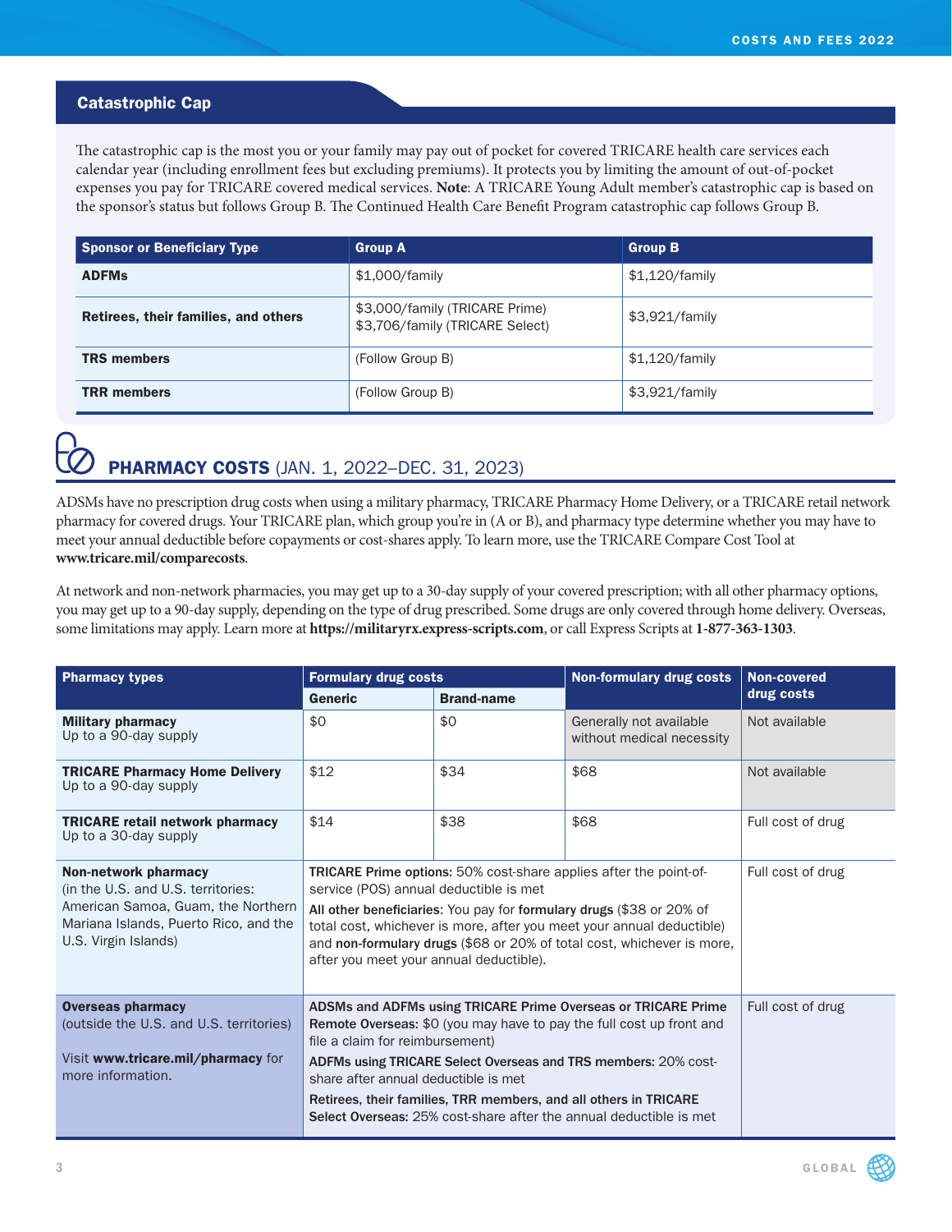## Catastrophic Cap

The catastrophic cap is the most you or your family may pay out of pocket for covered TRICARE health care services each calendar year (including enrollment fees but excluding premiums). It protects you by limiting the amount of out-of-pocket expenses you pay for TRICARE covered medical services. **Note**: A TRICARE Young Adult member's catastrophic cap is based on the sponsor's status but follows Group B. The Continued Health Care Benefit Program catastrophic cap follows Group B.

| Sponsor or Beneficiary Type | Group A | Group B |
|---|---|---|
| **ADFMs** | $1,000/family | $1,120/family |
| **Retirees, their families, and others** | $3,000/family (TRICARE Prime)<br>$3,706/family (TRICARE Select) | $3,921/family |
| **TRS members** | (Follow Group B) | $1,120/family |
| **TRR members** | (Follow Group B) | $3,921/family |

## PHARMACY COSTS (JAN. 1, 2022–DEC. 31, 2023)

ADSMs have no prescription drug costs when using a military pharmacy, TRICARE Pharmacy Home Delivery, or a TRICARE retail network pharmacy for covered drugs. Your TRICARE plan, which group you're in (A or B), and pharmacy type determine whether you may have to meet your annual deductible before copayments or cost-shares apply. To learn more, use the TRICARE Compare Cost Tool at **www.tricare.mil/comparecosts**.

At network and non-network pharmacies, you may get up to a 30-day supply of your covered prescription; with all other pharmacy options, you may get up to a 90-day supply, depending on the type of drug prescribed. Some drugs are only covered through home delivery. Overseas, some limitations may apply. Learn more at **https://militaryrx.express-scripts.com**, or call Express Scripts at **1-877-363-1303**.

| Pharmacy types | Formulary drug costs | | Non-formulary drug costs | Non-covered drug costs |
|---|---|---|---|---|
| | Generic | Brand-name | | |
| **Military pharmacy**<br>Up to a 90-day supply | $0 | $0 | Generally not available without medical necessity | Not available |
| **TRICARE Pharmacy Home Delivery**<br>Up to a 90-day supply | $12 | $34 | $68 | Not available |
| **TRICARE retail network pharmacy**<br>Up to a 30-day supply | $14 | $38 | $68 | Full cost of drug |
| **Non-network pharmacy**<br>(in the U.S. and U.S. territories: American Samoa, Guam, the Northern Mariana Islands, Puerto Rico, and the U.S. Virgin Islands) | **TRICARE Prime options:** 50% cost-share applies after the point-of-service (POS) annual deductible is met<br>**All other beneficiaries**: You pay for **formulary drugs** ($38 or 20% of total cost, whichever is more, after you meet your annual deductible) and **non-formulary drugs** ($68 or 20% of total cost, whichever is more, after you meet your annual deductible). | | | Full cost of drug |
| **Overseas pharmacy**<br>(outside the U.S. and U.S. territories)<br>Visit **www.tricare.mil/pharmacy** for more information. | **ADSMs and ADFMs using TRICARE Prime Overseas or TRICARE Prime Remote Overseas:** $0 (you may have to pay the full cost up front and file a claim for reimbursement)<br>**ADFMs using TRICARE Select Overseas and TRS members:** 20% cost-share after annual deductible is met<br>**Retirees, their families, TRR members, and all others in TRICARE Select Overseas:** 25% cost-share after the annual deductible is met | | | Full cost of drug |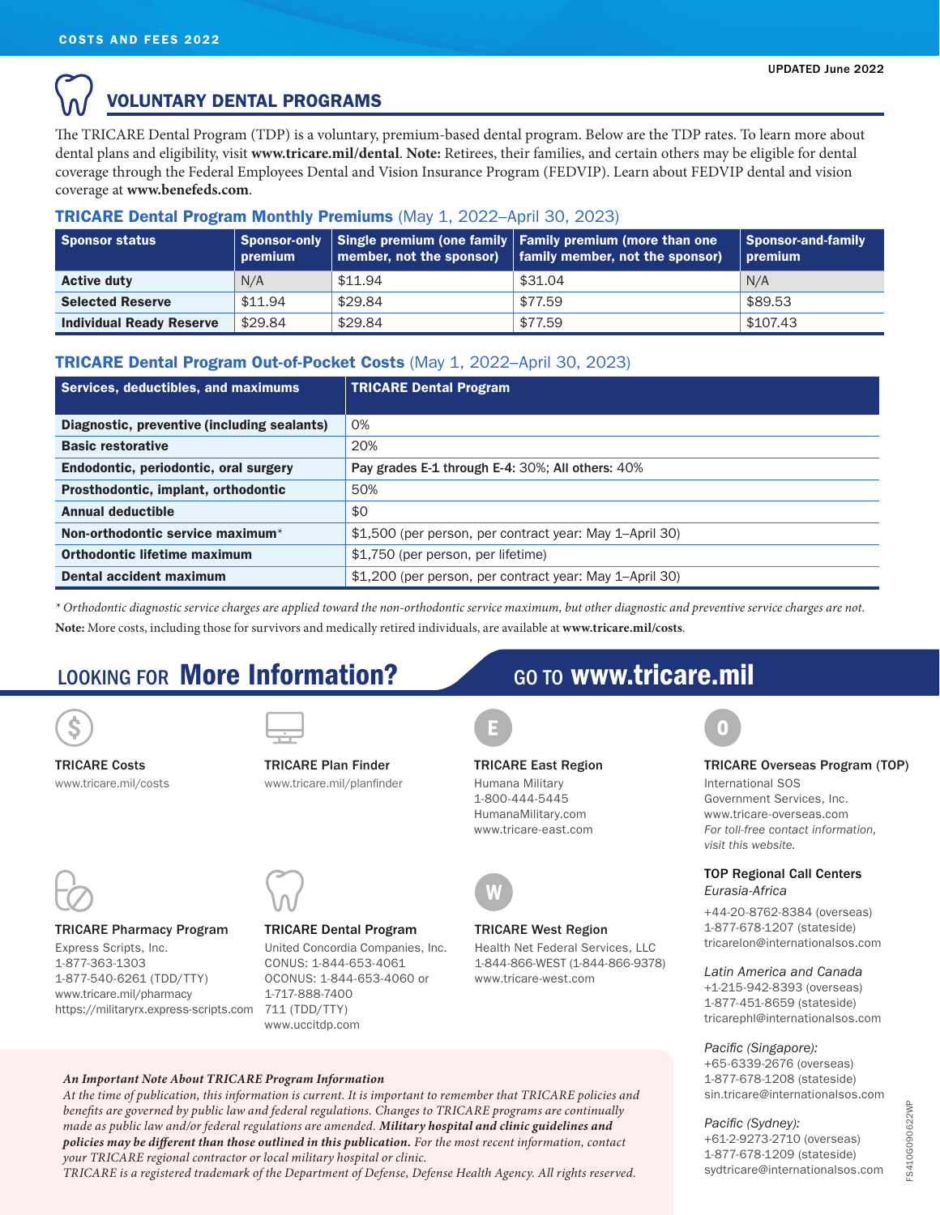UPDATED June 2022

## VOLUNTARY DENTAL PROGRAMS

The TRICARE Dental Program (TDP) is a voluntary, premium-based dental program. Below are the TDP rates. To learn more about dental plans and eligibility, visit **www.tricare.mil/dental**. **Note:** Retirees, their families, and certain others may be eligible for dental coverage through the Federal Employees Dental and Vision Insurance Program (FEDVIP). Learn about FEDVIP dental and vision coverage at **www.benefeds.com**.

### TRICARE Dental Program Monthly Premiums (May 1, 2022–April 30, 2023)

| Sponsor status | Sponsor-only premium | Single premium (one family member, not the sponsor) | Family premium (more than one family member, not the sponsor) | Sponsor-and-family premium |
|---|---|---|---|---|
| **Active duty** | N/A | $11.94 | $31.04 | N/A |
| **Selected Reserve** | $11.94 | $29.84 | $77.59 | $89.53 |
| **Individual Ready Reserve** | $29.84 | $29.84 | $77.59 | $107.43 |

### TRICARE Dental Program Out-of-Pocket Costs (May 1, 2022–April 30, 2023)

| Services, deductibles, and maximums | TRICARE Dental Program |
|---|---|
| **Diagnostic, preventive (including sealants)** | 0% |
| **Basic restorative** | 20% |
| **Endodontic, periodontic, oral surgery** | Pay grades E-1 through E-4: 30%; All others: 40% |
| **Prosthodontic, implant, orthodontic** | 50% |
| **Annual deductible** | $0 |
| **Non-orthodontic service maximum*** | $1,500 (per person, per contract year: May 1–April 30) |
| **Orthodontic lifetime maximum** | $1,750 (per person, per lifetime) |
| **Dental accident maximum** | $1,200 (per person, per contract year: May 1–April 30) |

*\* Orthodontic diagnostic service charges are applied toward the non-orthodontic service maximum, but other diagnostic and preventive service charges are not.*

**Note:** More costs, including those for survivors and medically retired individuals, are available at **www.tricare.mil/costs**.

## LOOKING FOR More Information? GO TO www.tricare.mil

**TRICARE Costs**
www.tricare.mil/costs

**TRICARE Plan Finder**
www.tricare.mil/planfinder

**TRICARE East Region**
Humana Military
1-800-444-5445
HumanaMilitary.com
www.tricare-east.com

**TRICARE Overseas Program (TOP)**
International SOS
Government Services, Inc.
www.tricare-overseas.com
*For toll-free contact information, visit this website.*

**TRICARE Pharmacy Program**
Express Scripts, Inc.
1-877-363-1303
1-877-540-6261 (TDD/TTY)
www.tricare.mil/pharmacy
https://militaryrx.express-scripts.com

**TRICARE Dental Program**
United Concordia Companies, Inc.
CONUS: 1-844-653-4061
OCONUS: 1-844-653-4060 or
1-717-888-7400
711 (TDD/TTY)
www.uccitdp.com

**TRICARE West Region**
Health Net Federal Services, LLC
1-844-866-WEST (1-844-866-9378)
www.tricare-west.com

**TOP Regional Call Centers**

*Eurasia-Africa*
+44-20-8762-8384 (overseas)
1-877-678-1207 (stateside)
tricarelon@internationalsos.com

*Latin America and Canada*
+1-215-942-8393 (overseas)
1-877-451-8659 (stateside)
tricarephl@internationalsos.com

*Pacific (Singapore):*
+65-6339-2676 (overseas)
1-877-678-1208 (stateside)
sin.tricare@internationalsos.com

*Pacific (Sydney):*
+61-2-9273-2710 (overseas)
1-877-678-1209 (stateside)
sydtricare@internationalsos.com

***An Important Note About TRICARE Program Information***

*At the time of publication, this information is current. It is important to remember that TRICARE policies and benefits are governed by public law and federal regulations. Changes to TRICARE programs are continually made as public law and/or federal regulations are amended.* ***Military hospital and clinic guidelines and policies may be different than those outlined in this publication.*** *For the most recent information, contact your TRICARE regional contractor or local military hospital or clinic.*

*TRICARE is a registered trademark of the Department of Defense, Defense Health Agency. All rights reserved.*

FS410G090622WP